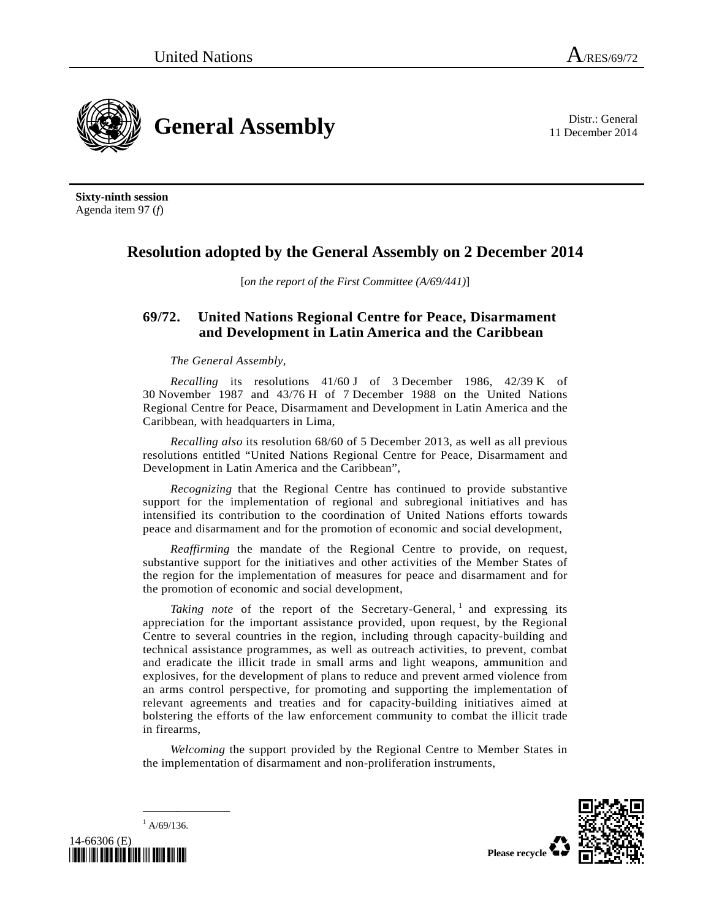United Nations A/RES/69/72

# General Assembly

Distr.: General
11 December 2014

**Sixty-ninth session**
Agenda item 97 (*f*)

## Resolution adopted by the General Assembly on 2 December 2014

[*on the report of the First Committee (A/69/441)*]

### 69/72. United Nations Regional Centre for Peace, Disarmament and Development in Latin America and the Caribbean

*The General Assembly*,

*Recalling* its resolutions 41/60 J of 3 December 1986, 42/39 K of 30 November 1987 and 43/76 H of 7 December 1988 on the United Nations Regional Centre for Peace, Disarmament and Development in Latin America and the Caribbean, with headquarters in Lima,

*Recalling also* its resolution 68/60 of 5 December 2013, as well as all previous resolutions entitled "United Nations Regional Centre for Peace, Disarmament and Development in Latin America and the Caribbean",

*Recognizing* that the Regional Centre has continued to provide substantive support for the implementation of regional and subregional initiatives and has intensified its contribution to the coordination of United Nations efforts towards peace and disarmament and for the promotion of economic and social development,

*Reaffirming* the mandate of the Regional Centre to provide, on request, substantive support for the initiatives and other activities of the Member States of the region for the implementation of measures for peace and disarmament and for the promotion of economic and social development,

*Taking note* of the report of the Secretary-General,[1] and expressing its appreciation for the important assistance provided, upon request, by the Regional Centre to several countries in the region, including through capacity-building and technical assistance programmes, as well as outreach activities, to prevent, combat and eradicate the illicit trade in small arms and light weapons, ammunition and explosives, for the development of plans to reduce and prevent armed violence from an arms control perspective, for promoting and supporting the implementation of relevant agreements and treaties and for capacity-building initiatives aimed at bolstering the efforts of the law enforcement community to combat the illicit trade in firearms,

*Welcoming* the support provided by the Regional Centre to Member States in the implementation of disarmament and non-proliferation instruments,

[1] A/69/136.

14-66306 (E)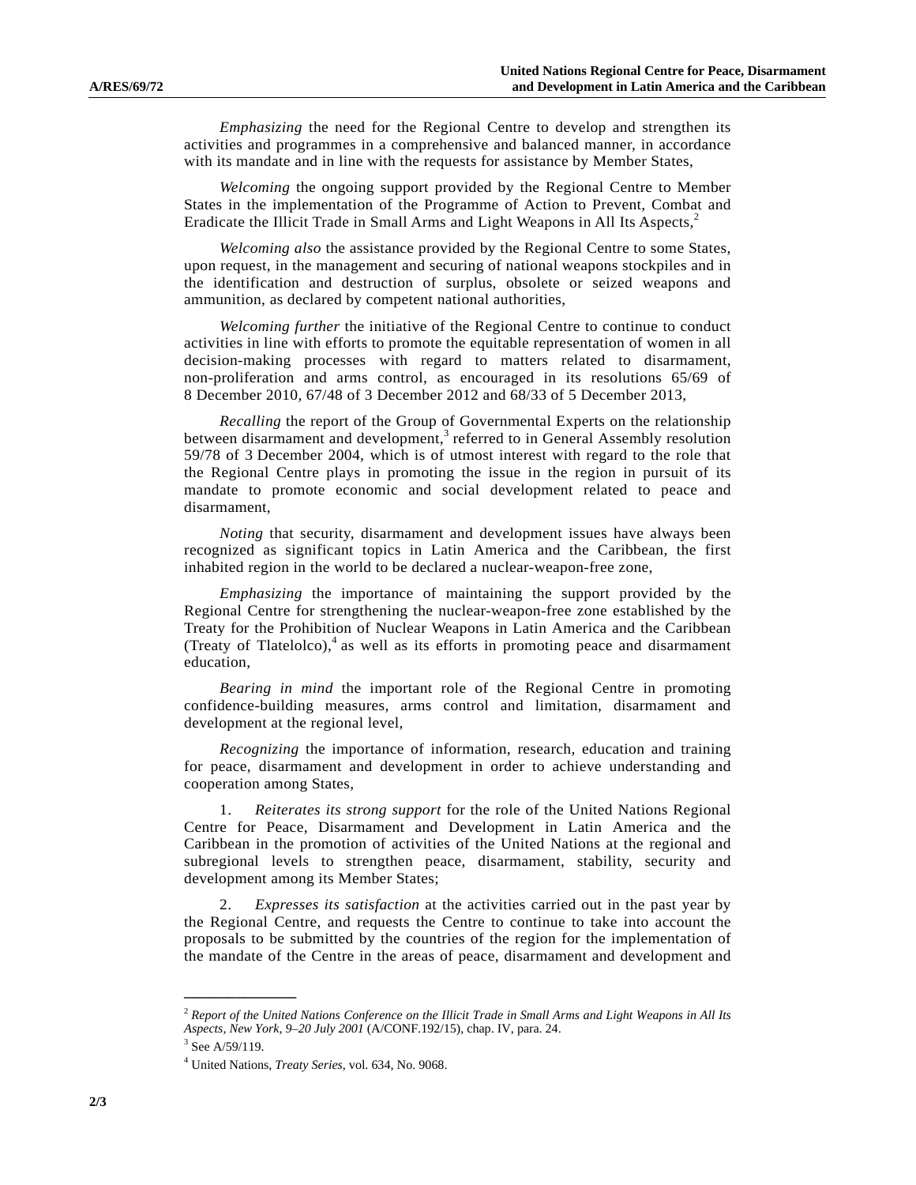*Emphasizing* the need for the Regional Centre to develop and strengthen its activities and programmes in a comprehensive and balanced manner, in accordance with its mandate and in line with the requests for assistance by Member States,

*Welcoming* the ongoing support provided by the Regional Centre to Member States in the implementation of the Programme of Action to Prevent, Combat and Eradicate the Illicit Trade in Small Arms and Light Weapons in All Its Aspects,[2]

*Welcoming also* the assistance provided by the Regional Centre to some States, upon request, in the management and securing of national weapons stockpiles and in the identification and destruction of surplus, obsolete or seized weapons and ammunition, as declared by competent national authorities,

*Welcoming further* the initiative of the Regional Centre to continue to conduct activities in line with efforts to promote the equitable representation of women in all decision-making processes with regard to matters related to disarmament, non-proliferation and arms control, as encouraged in its resolutions 65/69 of 8 December 2010, 67/48 of 3 December 2012 and 68/33 of 5 December 2013,

*Recalling* the report of the Group of Governmental Experts on the relationship between disarmament and development,[3] referred to in General Assembly resolution 59/78 of 3 December 2004, which is of utmost interest with regard to the role that the Regional Centre plays in promoting the issue in the region in pursuit of its mandate to promote economic and social development related to peace and disarmament,

*Noting* that security, disarmament and development issues have always been recognized as significant topics in Latin America and the Caribbean, the first inhabited region in the world to be declared a nuclear-weapon-free zone,

*Emphasizing* the importance of maintaining the support provided by the Regional Centre for strengthening the nuclear-weapon-free zone established by the Treaty for the Prohibition of Nuclear Weapons in Latin America and the Caribbean (Treaty of Tlatelolco),[4] as well as its efforts in promoting peace and disarmament education,

*Bearing in mind* the important role of the Regional Centre in promoting confidence-building measures, arms control and limitation, disarmament and development at the regional level,

*Recognizing* the importance of information, research, education and training for peace, disarmament and development in order to achieve understanding and cooperation among States,

1. *Reiterates its strong support* for the role of the United Nations Regional Centre for Peace, Disarmament and Development in Latin America and the Caribbean in the promotion of activities of the United Nations at the regional and subregional levels to strengthen peace, disarmament, stability, security and development among its Member States;

2. *Expresses its satisfaction* at the activities carried out in the past year by the Regional Centre, and requests the Centre to continue to take into account the proposals to be submitted by the countries of the region for the implementation of the mandate of the Centre in the areas of peace, disarmament and development and

---

[2] *Report of the United Nations Conference on the Illicit Trade in Small Arms and Light Weapons in All Its Aspects, New York, 9–20 July 2001* (A/CONF.192/15), chap. IV, para. 24.

[3] See A/59/119.

[4] United Nations, *Treaty Series*, vol. 634, No. 9068.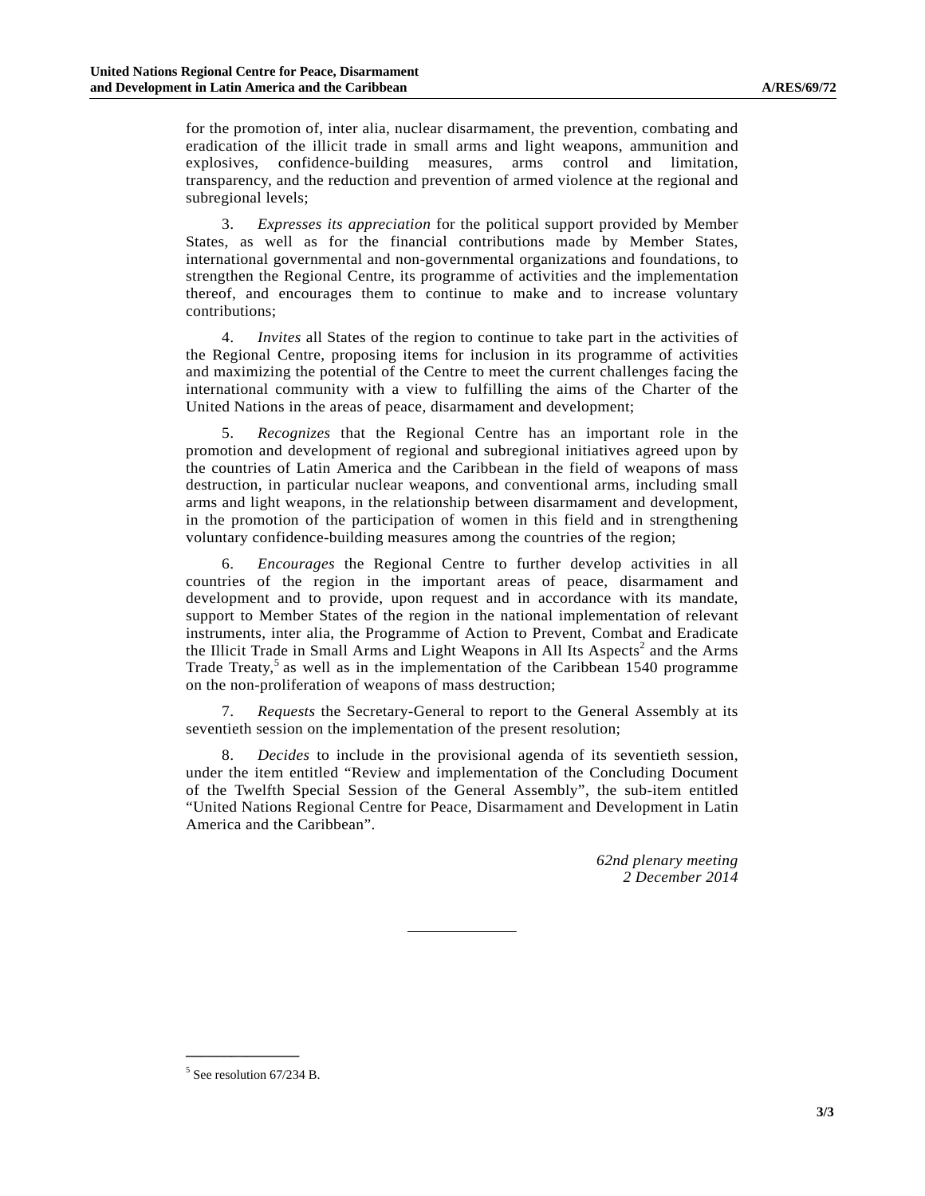for the promotion of, inter alia, nuclear disarmament, the prevention, combating and eradication of the illicit trade in small arms and light weapons, ammunition and explosives, confidence-building measures, arms control and limitation, transparency, and the reduction and prevention of armed violence at the regional and subregional levels;

3. *Expresses its appreciation* for the political support provided by Member States, as well as for the financial contributions made by Member States, international governmental and non-governmental organizations and foundations, to strengthen the Regional Centre, its programme of activities and the implementation thereof, and encourages them to continue to make and to increase voluntary contributions;

4. *Invites* all States of the region to continue to take part in the activities of the Regional Centre, proposing items for inclusion in its programme of activities and maximizing the potential of the Centre to meet the current challenges facing the international community with a view to fulfilling the aims of the Charter of the United Nations in the areas of peace, disarmament and development;

5. *Recognizes* that the Regional Centre has an important role in the promotion and development of regional and subregional initiatives agreed upon by the countries of Latin America and the Caribbean in the field of weapons of mass destruction, in particular nuclear weapons, and conventional arms, including small arms and light weapons, in the relationship between disarmament and development, in the promotion of the participation of women in this field and in strengthening voluntary confidence-building measures among the countries of the region;

6. *Encourages* the Regional Centre to further develop activities in all countries of the region in the important areas of peace, disarmament and development and to provide, upon request and in accordance with its mandate, support to Member States of the region in the national implementation of relevant instruments, inter alia, the Programme of Action to Prevent, Combat and Eradicate the Illicit Trade in Small Arms and Light Weapons in All Its Aspects[2] and the Arms Trade Treaty,[5] as well as in the implementation of the Caribbean 1540 programme on the non-proliferation of weapons of mass destruction;

7. *Requests* the Secretary-General to report to the General Assembly at its seventieth session on the implementation of the present resolution;

8. *Decides* to include in the provisional agenda of its seventieth session, under the item entitled "Review and implementation of the Concluding Document of the Twelfth Special Session of the General Assembly", the sub-item entitled "United Nations Regional Centre for Peace, Disarmament and Development in Latin America and the Caribbean".

*62nd plenary meeting*
*2 December 2014*

---

[5] See resolution 67/234 B.